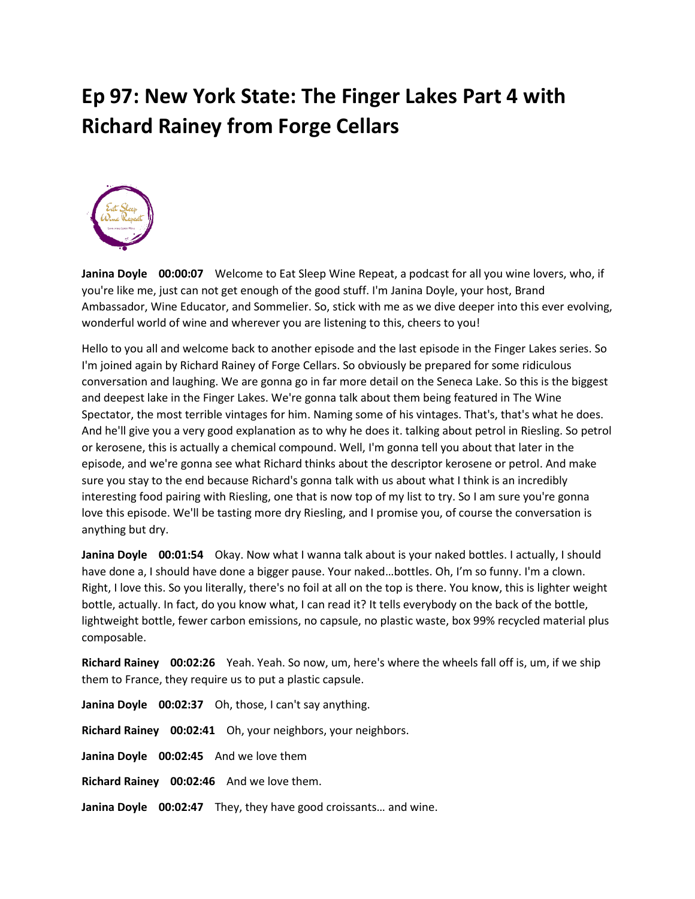# Ep 97: New York State: The Finger Lakes Part 4 with Richard Rainey from Forge Cellars

**Janina Doyle 00:00:07** Welcome to Eat Sleep Wine Repeat, a podcast for all you wine lovers, who, if you're like me, just can not get enough of the good stuff. I'm Janina Doyle, your host, Brand Ambassador, Wine Educator, and Sommelier. So, stick with me as we dive deeper into this ever evolving, wonderful world of wine and wherever you are listening to this, cheers to you!

Hello to you all and welcome back to another episode and the last episode in the Finger Lakes series. So I'm joined again by Richard Rainey of Forge Cellars. So obviously be prepared for some ridiculous conversation and laughing. We are gonna go in far more detail on the Seneca Lake. So this is the biggest and deepest lake in the Finger Lakes. We're gonna talk about them being featured in The Wine Spectator, the most terrible vintages for him. Naming some of his vintages. That's, that's what he does. And he'll give you a very good explanation as to why he does it. talking about petrol in Riesling. So petrol or kerosene, this is actually a chemical compound. Well, I'm gonna tell you about that later in the episode, and we're gonna see what Richard thinks about the descriptor kerosene or petrol. And make sure you stay to the end because Richard's gonna talk with us about what I think is an incredibly interesting food pairing with Riesling, one that is now top of my list to try. So I am sure you're gonna love this episode. We'll be tasting more dry Riesling, and I promise you, of course the conversation is anything but dry.

**Janina Doyle 00:01:54** Okay. Now what I wanna talk about is your naked bottles. I actually, I should have done a, I should have done a bigger pause. Your naked…bottles. Oh, I'm so funny. I'm a clown. Right, I love this. So you literally, there's no foil at all on the top is there. You know, this is lighter weight bottle, actually. In fact, do you know what, I can read it? It tells everybody on the back of the bottle, lightweight bottle, fewer carbon emissions, no capsule, no plastic waste, box 99% recycled material plus composable.

**Richard Rainey 00:02:26** Yeah. Yeah. So now, um, here's where the wheels fall off is, um, if we ship them to France, they require us to put a plastic capsule.

**Janina Doyle 00:02:37** Oh, those, I can't say anything.

**Richard Rainey 00:02:41** Oh, your neighbors, your neighbors.

**Janina Doyle 00:02:45** And we love them

**Richard Rainey 00:02:46** And we love them.

**Janina Doyle 00:02:47** They, they have good croissants… and wine.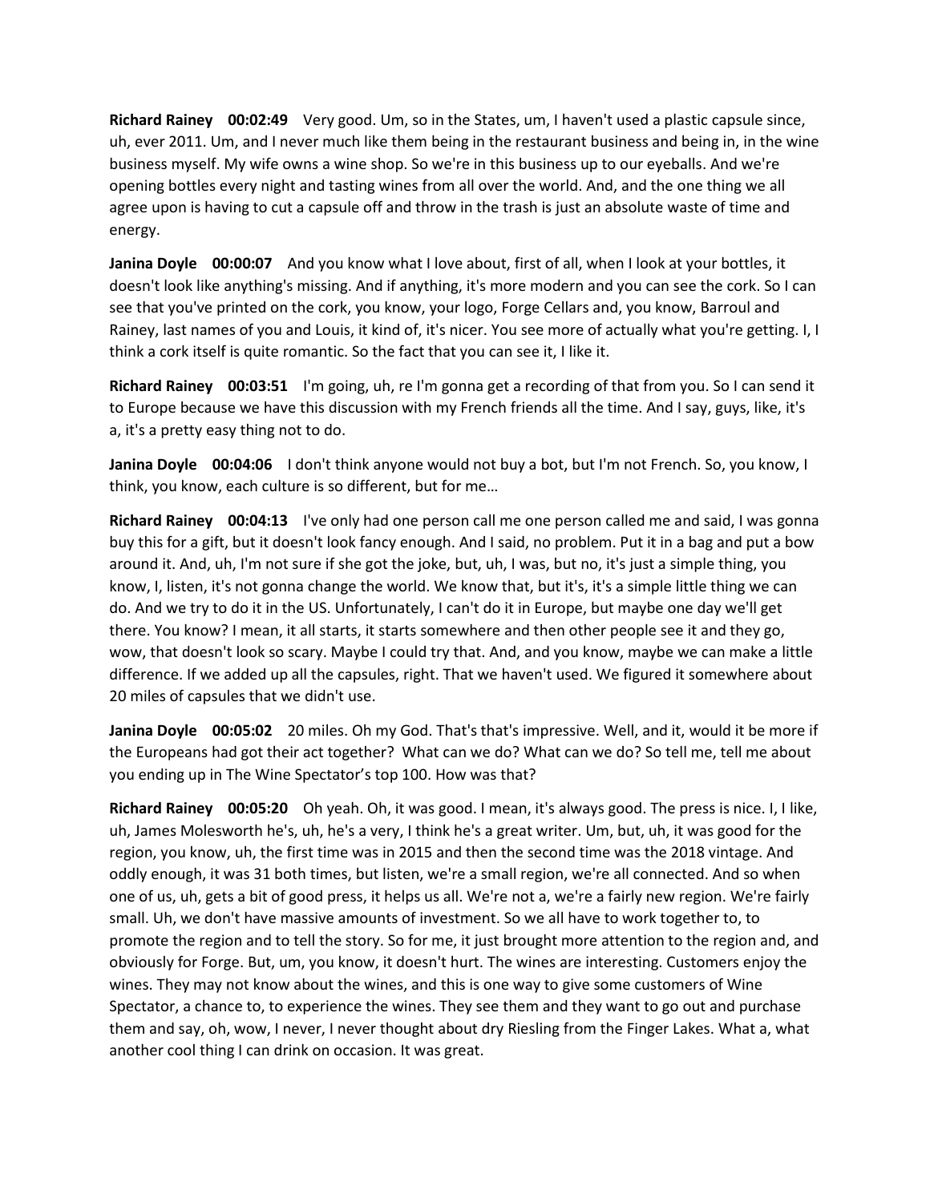**Richard Rainey 00:02:49** Very good. Um, so in the States, um, I haven't used a plastic capsule since, uh, ever 2011. Um, and I never much like them being in the restaurant business and being in, in the wine business myself. My wife owns a wine shop. So we're in this business up to our eyeballs. And we're opening bottles every night and tasting wines from all over the world. And, and the one thing we all agree upon is having to cut a capsule off and throw in the trash is just an absolute waste of time and energy.

**Janina Doyle 00:00:07** And you know what I love about, first of all, when I look at your bottles, it doesn't look like anything's missing. And if anything, it's more modern and you can see the cork. So I can see that you've printed on the cork, you know, your logo, Forge Cellars and, you know, Barroul and Rainey, last names of you and Louis, it kind of, it's nicer. You see more of actually what you're getting. I, I think a cork itself is quite romantic. So the fact that you can see it, I like it.

**Richard Rainey 00:03:51** I'm going, uh, re I'm gonna get a recording of that from you. So I can send it to Europe because we have this discussion with my French friends all the time. And I say, guys, like, it's a, it's a pretty easy thing not to do.

**Janina Doyle 00:04:06** I don't think anyone would not buy a bot, but I'm not French. So, you know, I think, you know, each culture is so different, but for me…

**Richard Rainey 00:04:13** I've only had one person call me one person called me and said, I was gonna buy this for a gift, but it doesn't look fancy enough. And I said, no problem. Put it in a bag and put a bow around it. And, uh, I'm not sure if she got the joke, but, uh, I was, but no, it's just a simple thing, you know, I, listen, it's not gonna change the world. We know that, but it's, it's a simple little thing we can do. And we try to do it in the US. Unfortunately, I can't do it in Europe, but maybe one day we'll get there. You know? I mean, it all starts, it starts somewhere and then other people see it and they go, wow, that doesn't look so scary. Maybe I could try that. And, and you know, maybe we can make a little difference. If we added up all the capsules, right. That we haven't used. We figured it somewhere about 20 miles of capsules that we didn't use.

**Janina Doyle 00:05:02** 20 miles. Oh my God. That's that's impressive. Well, and it, would it be more if the Europeans had got their act together? What can we do? What can we do? So tell me, tell me about you ending up in The Wine Spectator's top 100. How was that?

**Richard Rainey 00:05:20** Oh yeah. Oh, it was good. I mean, it's always good. The press is nice. I, I like, uh, James Molesworth he's, uh, he's a very, I think he's a great writer. Um, but, uh, it was good for the region, you know, uh, the first time was in 2015 and then the second time was the 2018 vintage. And oddly enough, it was 31 both times, but listen, we're a small region, we're all connected. And so when one of us, uh, gets a bit of good press, it helps us all. We're not a, we're a fairly new region. We're fairly small. Uh, we don't have massive amounts of investment. So we all have to work together to, to promote the region and to tell the story. So for me, it just brought more attention to the region and, and obviously for Forge. But, um, you know, it doesn't hurt. The wines are interesting. Customers enjoy the wines. They may not know about the wines, and this is one way to give some customers of Wine Spectator, a chance to, to experience the wines. They see them and they want to go out and purchase them and say, oh, wow, I never, I never thought about dry Riesling from the Finger Lakes. What a, what another cool thing I can drink on occasion. It was great.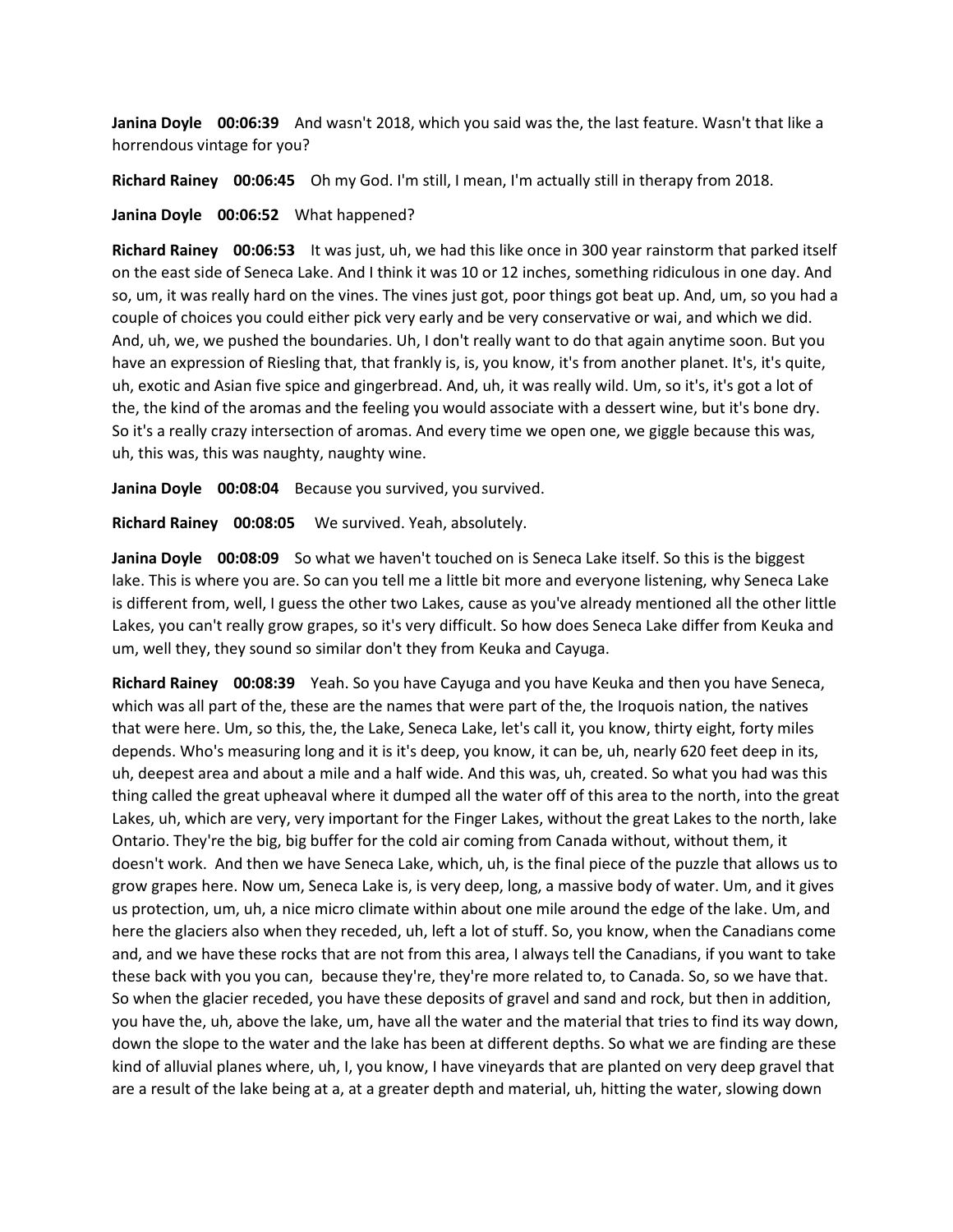**Janina Doyle 00:06:39** And wasn't 2018, which you said was the, the last feature. Wasn't that like a horrendous vintage for you?

**Richard Rainey 00:06:45** Oh my God. I'm still, I mean, I'm actually still in therapy from 2018.

**Janina Doyle 00:06:52** What happened?

**Richard Rainey 00:06:53** It was just, uh, we had this like once in 300 year rainstorm that parked itself on the east side of Seneca Lake. And I think it was 10 or 12 inches, something ridiculous in one day. And so, um, it was really hard on the vines. The vines just got, poor things got beat up. And, um, so you had a couple of choices you could either pick very early and be very conservative or wai, and which we did. And, uh, we, we pushed the boundaries. Uh, I don't really want to do that again anytime soon. But you have an expression of Riesling that, that frankly is, is, you know, it's from another planet. It's, it's quite, uh, exotic and Asian five spice and gingerbread. And, uh, it was really wild. Um, so it's, it's got a lot of the, the kind of the aromas and the feeling you would associate with a dessert wine, but it's bone dry. So it's a really crazy intersection of aromas. And every time we open one, we giggle because this was, uh, this was, this was naughty, naughty wine.

**Janina Doyle 00:08:04** Because you survived, you survived.

**Richard Rainey 00:08:05** We survived. Yeah, absolutely.

**Janina Doyle 00:08:09** So what we haven't touched on is Seneca Lake itself. So this is the biggest lake. This is where you are. So can you tell me a little bit more and everyone listening, why Seneca Lake is different from, well, I guess the other two Lakes, cause as you've already mentioned all the other little Lakes, you can't really grow grapes, so it's very difficult. So how does Seneca Lake differ from Keuka and um, well they, they sound so similar don't they from Keuka and Cayuga.

**Richard Rainey 00:08:39** Yeah. So you have Cayuga and you have Keuka and then you have Seneca, which was all part of the, these are the names that were part of the, the Iroquois nation, the natives that were here. Um, so this, the, the Lake, Seneca Lake, let's call it, you know, thirty eight, forty miles depends. Who's measuring long and it is it's deep, you know, it can be, uh, nearly 620 feet deep in its, uh, deepest area and about a mile and a half wide. And this was, uh, created. So what you had was this thing called the great upheaval where it dumped all the water off of this area to the north, into the great Lakes, uh, which are very, very important for the Finger Lakes, without the great Lakes to the north, lake Ontario. They're the big, big buffer for the cold air coming from Canada without, without them, it doesn't work. And then we have Seneca Lake, which, uh, is the final piece of the puzzle that allows us to grow grapes here. Now um, Seneca Lake is, is very deep, long, a massive body of water. Um, and it gives us protection, um, uh, a nice micro climate within about one mile around the edge of the lake. Um, and here the glaciers also when they receded, uh, left a lot of stuff. So, you know, when the Canadians come and, and we have these rocks that are not from this area, I always tell the Canadians, if you want to take these back with you you can, because they're, they're more related to, to Canada. So, so we have that. So when the glacier receded, you have these deposits of gravel and sand and rock, but then in addition, you have the, uh, above the lake, um, have all the water and the material that tries to find its way down, down the slope to the water and the lake has been at different depths. So what we are finding are these kind of alluvial planes where, uh, I, you know, I have vineyards that are planted on very deep gravel that are a result of the lake being at a, at a greater depth and material, uh, hitting the water, slowing down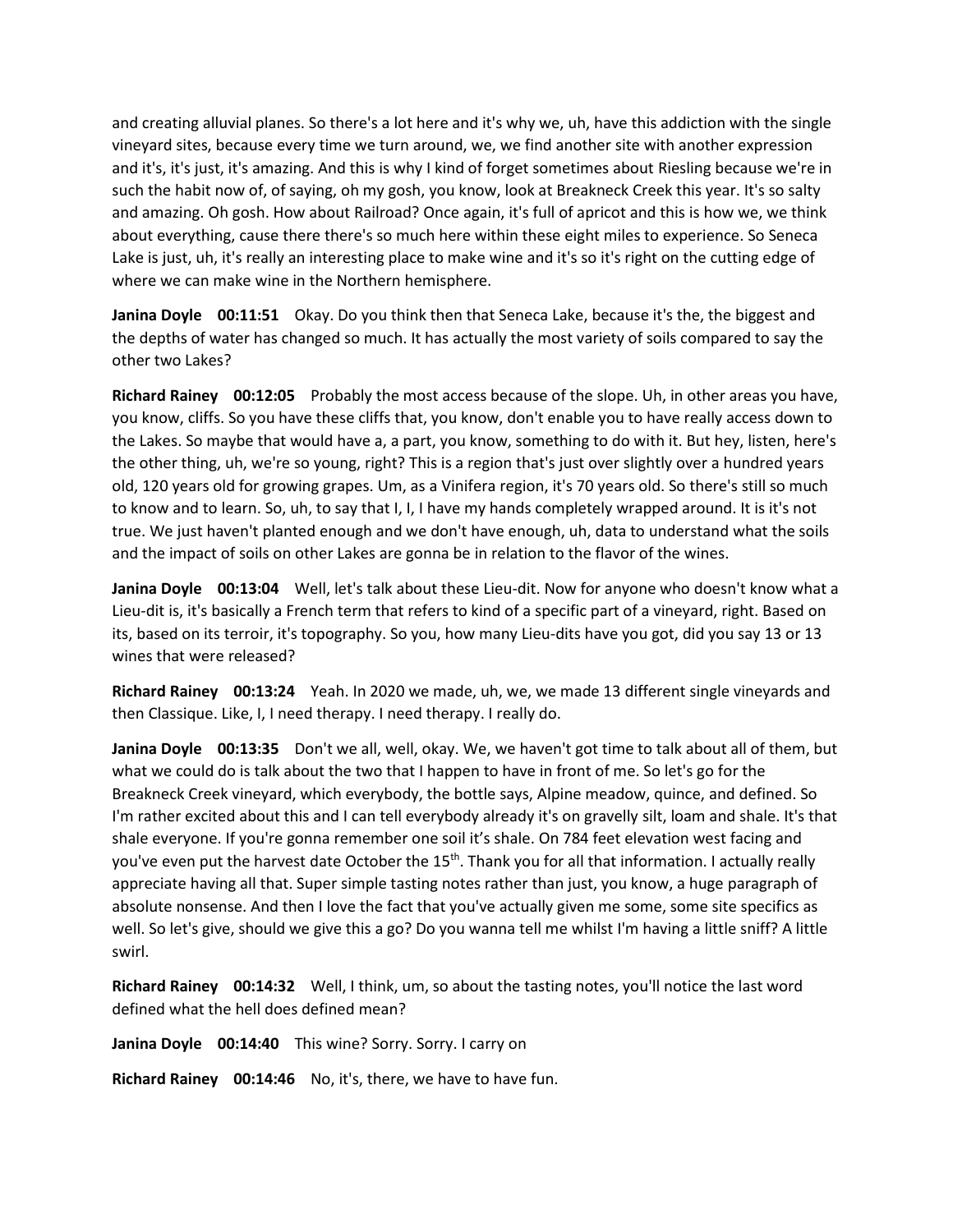and creating alluvial planes. So there's a lot here and it's why we, uh, have this addiction with the single vineyard sites, because every time we turn around, we, we find another site with another expression and it's, it's just, it's amazing. And this is why I kind of forget sometimes about Riesling because we're in such the habit now of, of saying, oh my gosh, you know, look at Breakneck Creek this year. It's so salty and amazing. Oh gosh. How about Railroad? Once again, it's full of apricot and this is how we, we think about everything, cause there there's so much here within these eight miles to experience. So Seneca Lake is just, uh, it's really an interesting place to make wine and it's so it's right on the cutting edge of where we can make wine in the Northern hemisphere.

**Janina Doyle 00:11:51** Okay. Do you think then that Seneca Lake, because it's the, the biggest and the depths of water has changed so much. It has actually the most variety of soils compared to say the other two Lakes?

**Richard Rainey 00:12:05** Probably the most access because of the slope. Uh, in other areas you have, you know, cliffs. So you have these cliffs that, you know, don't enable you to have really access down to the Lakes. So maybe that would have a, a part, you know, something to do with it. But hey, listen, here's the other thing, uh, we're so young, right? This is a region that's just over slightly over a hundred years old, 120 years old for growing grapes. Um, as a Vinifera region, it's 70 years old. So there's still so much to know and to learn. So, uh, to say that I, I, I have my hands completely wrapped around. It is it's not true. We just haven't planted enough and we don't have enough, uh, data to understand what the soils and the impact of soils on other Lakes are gonna be in relation to the flavor of the wines.

**Janina Doyle 00:13:04** Well, let's talk about these Lieu-dit. Now for anyone who doesn't know what a Lieu-dit is, it's basically a French term that refers to kind of a specific part of a vineyard, right. Based on its, based on its terroir, it's topography. So you, how many Lieu-dits have you got, did you say 13 or 13 wines that were released?

**Richard Rainey 00:13:24** Yeah. In 2020 we made, uh, we, we made 13 different single vineyards and then Classique. Like, I, I need therapy. I need therapy. I really do.

**Janina Doyle 00:13:35** Don't we all, well, okay. We, we haven't got time to talk about all of them, but what we could do is talk about the two that I happen to have in front of me. So let's go for the Breakneck Creek vineyard, which everybody, the bottle says, Alpine meadow, quince, and defined. So I'm rather excited about this and I can tell everybody already it's on gravelly silt, loam and shale. It's that shale everyone. If you're gonna remember one soil it's shale. On 784 feet elevation west facing and you've even put the harvest date October the 15th. Thank you for all that information. I actually really appreciate having all that. Super simple tasting notes rather than just, you know, a huge paragraph of absolute nonsense. And then I love the fact that you've actually given me some, some site specifics as well. So let's give, should we give this a go? Do you wanna tell me whilst I'm having a little sniff? A little swirl.

**Richard Rainey 00:14:32** Well, I think, um, so about the tasting notes, you'll notice the last word defined what the hell does defined mean?

**Janina Doyle 00:14:40** This wine? Sorry. Sorry. I carry on

**Richard Rainey 00:14:46** No, it's, there, we have to have fun.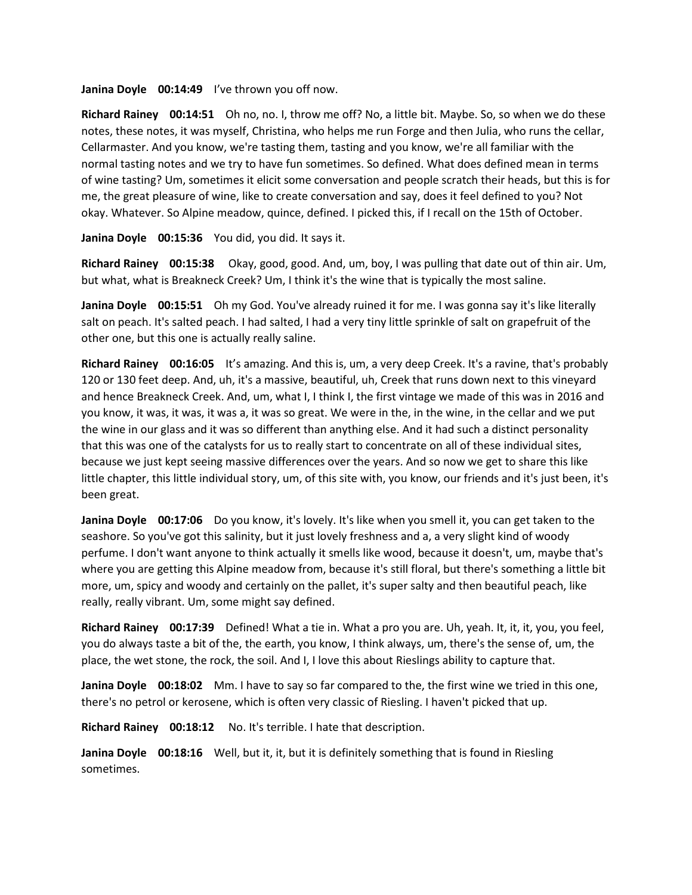**Janina Doyle 00:14:49** I've thrown you off now.

**Richard Rainey 00:14:51** Oh no, no. I, throw me off? No, a little bit. Maybe. So, so when we do these notes, these notes, it was myself, Christina, who helps me run Forge and then Julia, who runs the cellar, Cellarmaster. And you know, we're tasting them, tasting and you know, we're all familiar with the normal tasting notes and we try to have fun sometimes. So defined. What does defined mean in terms of wine tasting? Um, sometimes it elicit some conversation and people scratch their heads, but this is for me, the great pleasure of wine, like to create conversation and say, does it feel defined to you? Not okay. Whatever. So Alpine meadow, quince, defined. I picked this, if I recall on the 15th of October.

**Janina Doyle 00:15:36** You did, you did. It says it.

**Richard Rainey 00:15:38** Okay, good, good. And, um, boy, I was pulling that date out of thin air. Um, but what, what is Breakneck Creek? Um, I think it's the wine that is typically the most saline.

**Janina Doyle 00:15:51** Oh my God. You've already ruined it for me. I was gonna say it's like literally salt on peach. It's salted peach. I had salted, I had a very tiny little sprinkle of salt on grapefruit of the other one, but this one is actually really saline.

**Richard Rainey 00:16:05** It's amazing. And this is, um, a very deep Creek. It's a ravine, that's probably 120 or 130 feet deep. And, uh, it's a massive, beautiful, uh, Creek that runs down next to this vineyard and hence Breakneck Creek. And, um, what I, I think I, the first vintage we made of this was in 2016 and you know, it was, it was, it was a, it was so great. We were in the, in the wine, in the cellar and we put the wine in our glass and it was so different than anything else. And it had such a distinct personality that this was one of the catalysts for us to really start to concentrate on all of these individual sites, because we just kept seeing massive differences over the years. And so now we get to share this like little chapter, this little individual story, um, of this site with, you know, our friends and it's just been, it's been great.

**Janina Doyle 00:17:06** Do you know, it's lovely. It's like when you smell it, you can get taken to the seashore. So you've got this salinity, but it just lovely freshness and a, a very slight kind of woody perfume. I don't want anyone to think actually it smells like wood, because it doesn't, um, maybe that's where you are getting this Alpine meadow from, because it's still floral, but there's something a little bit more, um, spicy and woody and certainly on the pallet, it's super salty and then beautiful peach, like really, really vibrant. Um, some might say defined.

**Richard Rainey 00:17:39** Defined! What a tie in. What a pro you are. Uh, yeah. It, it, it, you, you feel, you do always taste a bit of the, the earth, you know, I think always, um, there's the sense of, um, the place, the wet stone, the rock, the soil. And I, I love this about Rieslings ability to capture that.

**Janina Doyle 00:18:02** Mm. I have to say so far compared to the, the first wine we tried in this one, there's no petrol or kerosene, which is often very classic of Riesling. I haven't picked that up.

**Richard Rainey 00:18:12** No. It's terrible. I hate that description.

**Janina Doyle 00:18:16** Well, but it, it, but it is definitely something that is found in Riesling sometimes.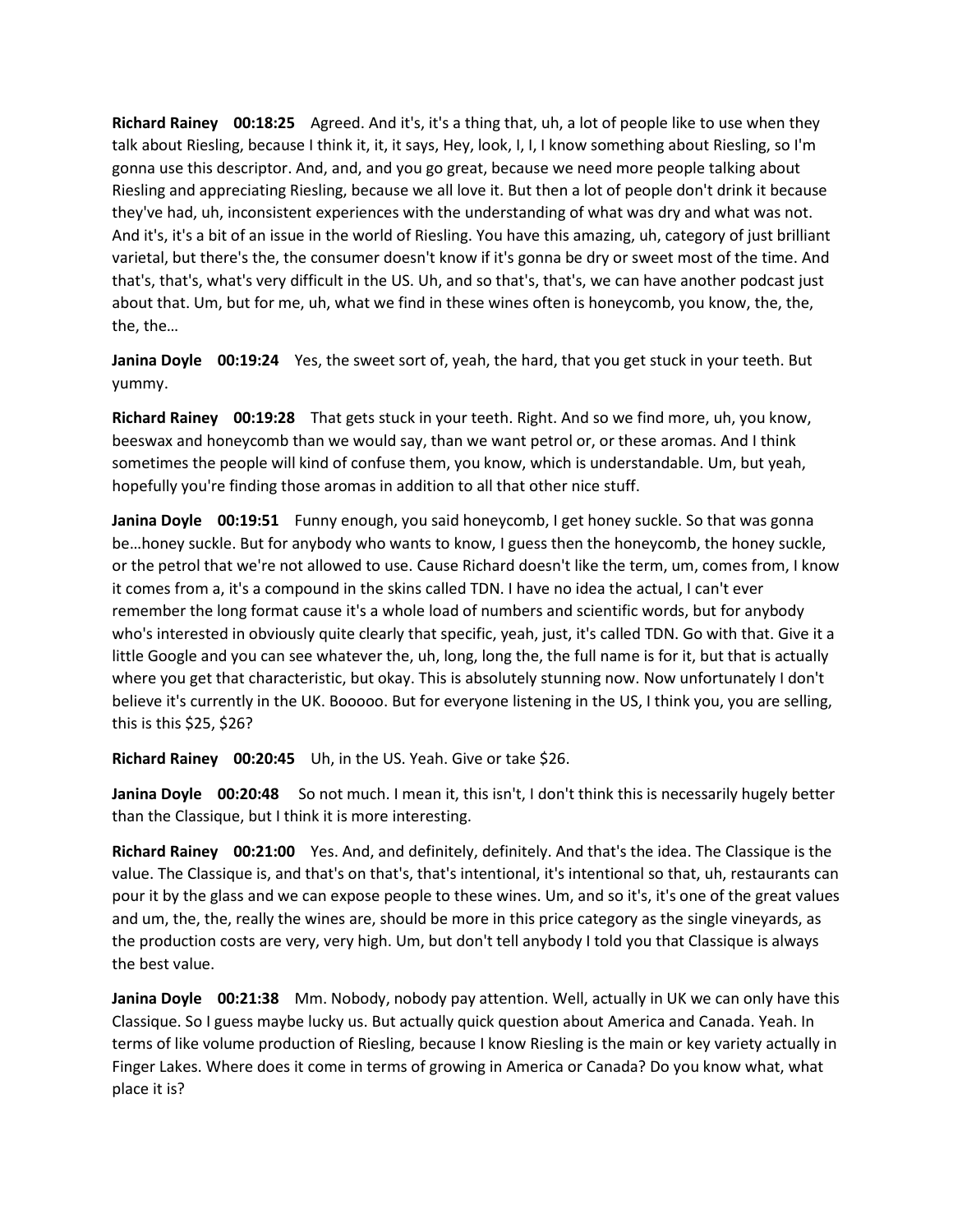**Richard Rainey 00:18:25** Agreed. And it's, it's a thing that, uh, a lot of people like to use when they talk about Riesling, because I think it, it, it says, Hey, look, I, I, I know something about Riesling, so I'm gonna use this descriptor. And, and, and you go great, because we need more people talking about Riesling and appreciating Riesling, because we all love it. But then a lot of people don't drink it because they've had, uh, inconsistent experiences with the understanding of what was dry and what was not. And it's, it's a bit of an issue in the world of Riesling. You have this amazing, uh, category of just brilliant varietal, but there's the, the consumer doesn't know if it's gonna be dry or sweet most of the time. And that's, that's, what's very difficult in the US. Uh, and so that's, that's, we can have another podcast just about that. Um, but for me, uh, what we find in these wines often is honeycomb, you know, the, the, the, the…

**Janina Doyle 00:19:24** Yes, the sweet sort of, yeah, the hard, that you get stuck in your teeth. But yummy.

**Richard Rainey 00:19:28** That gets stuck in your teeth. Right. And so we find more, uh, you know, beeswax and honeycomb than we would say, than we want petrol or, or these aromas. And I think sometimes the people will kind of confuse them, you know, which is understandable. Um, but yeah, hopefully you're finding those aromas in addition to all that other nice stuff.

**Janina Doyle 00:19:51** Funny enough, you said honeycomb, I get honey suckle. So that was gonna be…honey suckle. But for anybody who wants to know, I guess then the honeycomb, the honey suckle, or the petrol that we're not allowed to use. Cause Richard doesn't like the term, um, comes from, I know it comes from a, it's a compound in the skins called TDN. I have no idea the actual, I can't ever remember the long format cause it's a whole load of numbers and scientific words, but for anybody who's interested in obviously quite clearly that specific, yeah, just, it's called TDN. Go with that. Give it a little Google and you can see whatever the, uh, long, long the, the full name is for it, but that is actually where you get that characteristic, but okay. This is absolutely stunning now. Now unfortunately I don't believe it's currently in the UK. Booooo. But for everyone listening in the US, I think you, you are selling, this is this $25, $26?

**Richard Rainey 00:20:45** Uh, in the US. Yeah. Give or take $26.

**Janina Doyle 00:20:48** So not much. I mean it, this isn't, I don't think this is necessarily hugely better than the Classique, but I think it is more interesting.

**Richard Rainey 00:21:00** Yes. And, and definitely, definitely. And that's the idea. The Classique is the value. The Classique is, and that's on that's, that's intentional, it's intentional so that, uh, restaurants can pour it by the glass and we can expose people to these wines. Um, and so it's, it's one of the great values and um, the, the, really the wines are, should be more in this price category as the single vineyards, as the production costs are very, very high. Um, but don't tell anybody I told you that Classique is always the best value.

**Janina Doyle 00:21:38** Mm. Nobody, nobody pay attention. Well, actually in UK we can only have this Classique. So I guess maybe lucky us. But actually quick question about America and Canada. Yeah. In terms of like volume production of Riesling, because I know Riesling is the main or key variety actually in Finger Lakes. Where does it come in terms of growing in America or Canada? Do you know what, what place it is?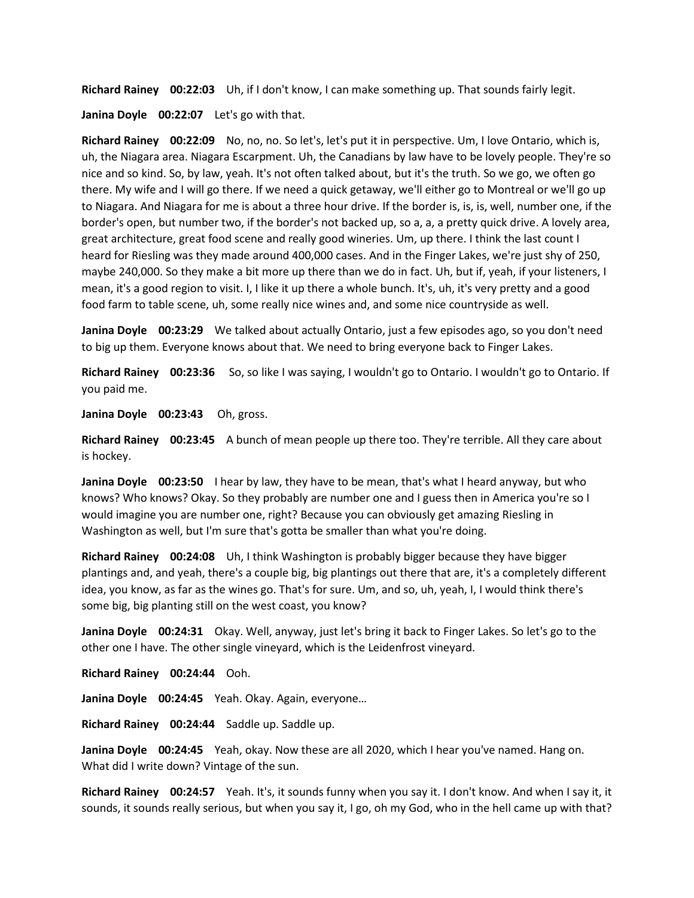**Richard Rainey 00:22:03** Uh, if I don't know, I can make something up. That sounds fairly legit.

**Janina Doyle 00:22:07** Let's go with that.

**Richard Rainey 00:22:09** No, no, no. So let's, let's put it in perspective. Um, I love Ontario, which is, uh, the Niagara area. Niagara Escarpment. Uh, the Canadians by law have to be lovely people. They're so nice and so kind. So, by law, yeah. It's not often talked about, but it's the truth. So we go, we often go there. My wife and I will go there. If we need a quick getaway, we'll either go to Montreal or we'll go up to Niagara. And Niagara for me is about a three hour drive. If the border is, is, is, well, number one, if the border's open, but number two, if the border's not backed up, so a, a, a pretty quick drive. A lovely area, great architecture, great food scene and really good wineries. Um, up there. I think the last count I heard for Riesling was they made around 400,000 cases. And in the Finger Lakes, we're just shy of 250, maybe 240,000. So they make a bit more up there than we do in fact. Uh, but if, yeah, if your listeners, I mean, it's a good region to visit. I, I like it up there a whole bunch. It's, uh, it's very pretty and a good food farm to table scene, uh, some really nice wines and, and some nice countryside as well.

**Janina Doyle 00:23:29** We talked about actually Ontario, just a few episodes ago, so you don't need to big up them. Everyone knows about that. We need to bring everyone back to Finger Lakes.

**Richard Rainey 00:23:36** So, so like I was saying, I wouldn't go to Ontario. I wouldn't go to Ontario. If you paid me.

**Janina Doyle 00:23:43** Oh, gross.

**Richard Rainey 00:23:45** A bunch of mean people up there too. They're terrible. All they care about is hockey.

**Janina Doyle 00:23:50** I hear by law, they have to be mean, that's what I heard anyway, but who knows? Who knows? Okay. So they probably are number one and I guess then in America you're so I would imagine you are number one, right? Because you can obviously get amazing Riesling in Washington as well, but I'm sure that's gotta be smaller than what you're doing.

**Richard Rainey 00:24:08** Uh, I think Washington is probably bigger because they have bigger plantings and, and yeah, there's a couple big, big plantings out there that are, it's a completely different idea, you know, as far as the wines go. That's for sure. Um, and so, uh, yeah, I, I would think there's some big, big planting still on the west coast, you know?

**Janina Doyle 00:24:31** Okay. Well, anyway, just let's bring it back to Finger Lakes. So let's go to the other one I have. The other single vineyard, which is the Leidenfrost vineyard.

**Richard Rainey 00:24:44** Ooh.

**Janina Doyle 00:24:45** Yeah. Okay. Again, everyone…

**Richard Rainey 00:24:44** Saddle up. Saddle up.

**Janina Doyle 00:24:45** Yeah, okay. Now these are all 2020, which I hear you've named. Hang on. What did I write down? Vintage of the sun.

**Richard Rainey 00:24:57** Yeah. It's, it sounds funny when you say it. I don't know. And when I say it, it sounds, it sounds really serious, but when you say it, I go, oh my God, who in the hell came up with that?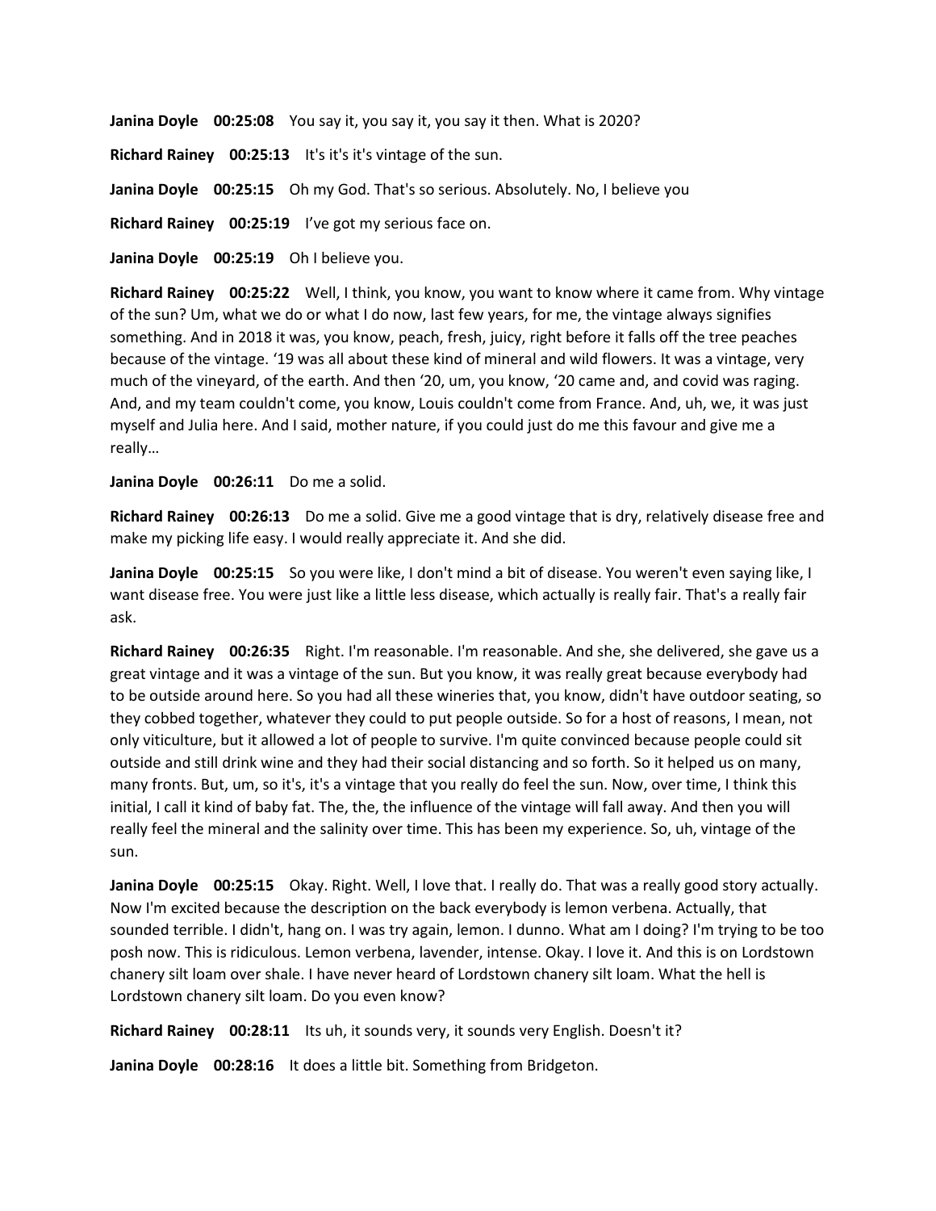**Janina Doyle 00:25:08** You say it, you say it, you say it then. What is 2020?

**Richard Rainey 00:25:13** It's it's it's vintage of the sun.

**Janina Doyle 00:25:15** Oh my God. That's so serious. Absolutely. No, I believe you

**Richard Rainey 00:25:19** I've got my serious face on.

**Janina Doyle 00:25:19** Oh I believe you.

**Richard Rainey 00:25:22** Well, I think, you know, you want to know where it came from. Why vintage of the sun? Um, what we do or what I do now, last few years, for me, the vintage always signifies something. And in 2018 it was, you know, peach, fresh, juicy, right before it falls off the tree peaches because of the vintage. '19 was all about these kind of mineral and wild flowers. It was a vintage, very much of the vineyard, of the earth. And then '20, um, you know, '20 came and, and covid was raging. And, and my team couldn't come, you know, Louis couldn't come from France. And, uh, we, it was just myself and Julia here. And I said, mother nature, if you could just do me this favour and give me a really…

**Janina Doyle 00:26:11** Do me a solid.

**Richard Rainey 00:26:13** Do me a solid. Give me a good vintage that is dry, relatively disease free and make my picking life easy. I would really appreciate it. And she did.

**Janina Doyle 00:25:15** So you were like, I don't mind a bit of disease. You weren't even saying like, I want disease free. You were just like a little less disease, which actually is really fair. That's a really fair ask.

**Richard Rainey 00:26:35** Right. I'm reasonable. I'm reasonable. And she, she delivered, she gave us a great vintage and it was a vintage of the sun. But you know, it was really great because everybody had to be outside around here. So you had all these wineries that, you know, didn't have outdoor seating, so they cobbed together, whatever they could to put people outside. So for a host of reasons, I mean, not only viticulture, but it allowed a lot of people to survive. I'm quite convinced because people could sit outside and still drink wine and they had their social distancing and so forth. So it helped us on many, many fronts. But, um, so it's, it's a vintage that you really do feel the sun. Now, over time, I think this initial, I call it kind of baby fat. The, the, the influence of the vintage will fall away. And then you will really feel the mineral and the salinity over time. This has been my experience. So, uh, vintage of the sun.

**Janina Doyle 00:25:15** Okay. Right. Well, I love that. I really do. That was a really good story actually. Now I'm excited because the description on the back everybody is lemon verbena. Actually, that sounded terrible. I didn't, hang on. I was try again, lemon. I dunno. What am I doing? I'm trying to be too posh now. This is ridiculous. Lemon verbena, lavender, intense. Okay. I love it. And this is on Lordstown chanery silt loam over shale. I have never heard of Lordstown chanery silt loam. What the hell is Lordstown chanery silt loam. Do you even know?

**Richard Rainey 00:28:11** Its uh, it sounds very, it sounds very English. Doesn't it?

**Janina Doyle 00:28:16** It does a little bit. Something from Bridgeton.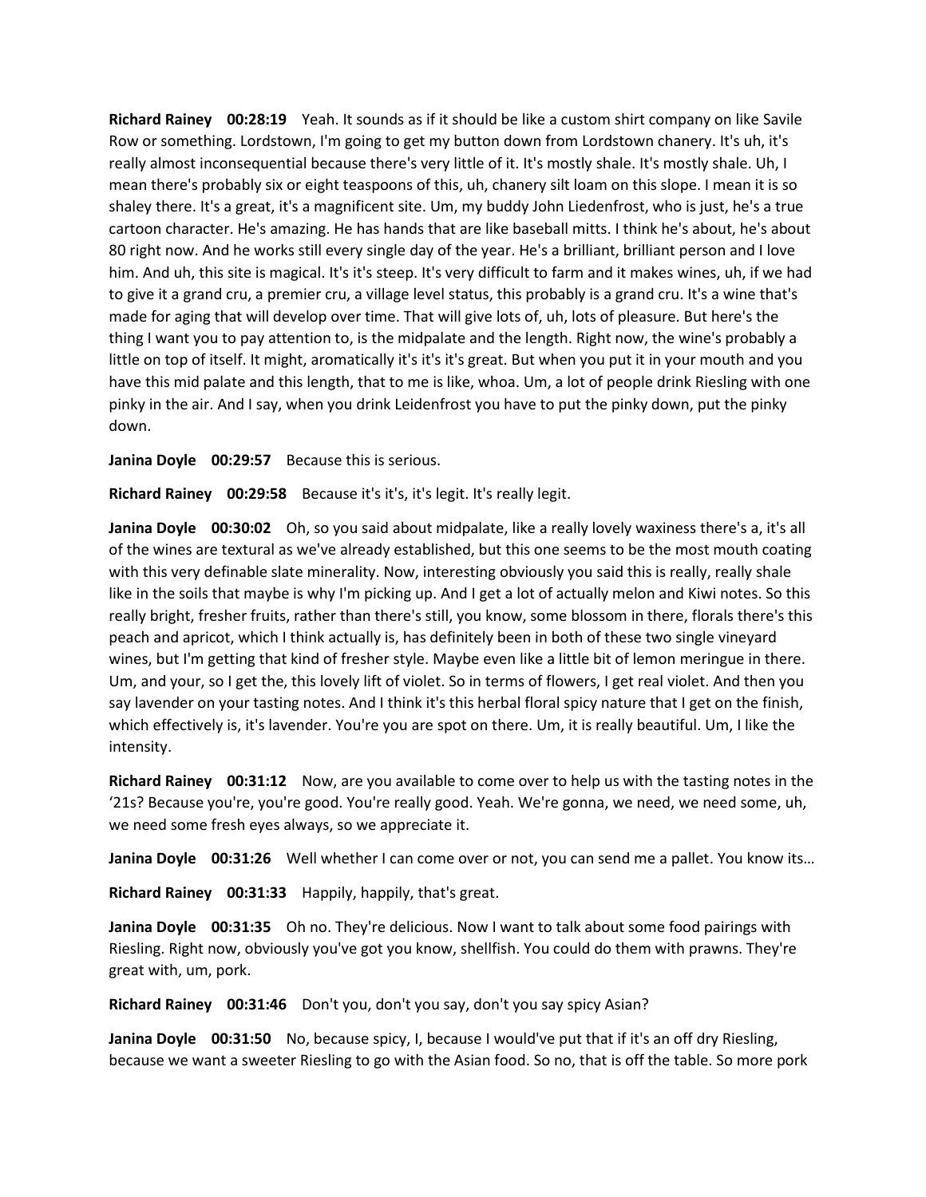**Richard Rainey 00:28:19** Yeah. It sounds as if it should be like a custom shirt company on like Savile Row or something. Lordstown, I'm going to get my button down from Lordstown chanery. It's uh, it's really almost inconsequential because there's very little of it. It's mostly shale. It's mostly shale. Uh, I mean there's probably six or eight teaspoons of this, uh, chanery silt loam on this slope. I mean it is so shaley there. It's a great, it's a magnificent site. Um, my buddy John Liedenfrost, who is just, he's a true cartoon character. He's amazing. He has hands that are like baseball mitts. I think he's about, he's about 80 right now. And he works still every single day of the year. He's a brilliant, brilliant person and I love him. And uh, this site is magical. It's it's steep. It's very difficult to farm and it makes wines, uh, if we had to give it a grand cru, a premier cru, a village level status, this probably is a grand cru. It's a wine that's made for aging that will develop over time. That will give lots of, uh, lots of pleasure. But here's the thing I want you to pay attention to, is the midpalate and the length. Right now, the wine's probably a little on top of itself. It might, aromatically it's it's it's great. But when you put it in your mouth and you have this mid palate and this length, that to me is like, whoa. Um, a lot of people drink Riesling with one pinky in the air. And I say, when you drink Leidenfrost you have to put the pinky down, put the pinky down.

**Janina Doyle 00:29:57** Because this is serious.

**Richard Rainey 00:29:58** Because it's it's, it's legit. It's really legit.

**Janina Doyle 00:30:02** Oh, so you said about midpalate, like a really lovely waxiness there's a, it's all of the wines are textural as we've already established, but this one seems to be the most mouth coating with this very definable slate minerality. Now, interesting obviously you said this is really, really shale like in the soils that maybe is why I'm picking up. And I get a lot of actually melon and Kiwi notes. So this really bright, fresher fruits, rather than there's still, you know, some blossom in there, florals there's this peach and apricot, which I think actually is, has definitely been in both of these two single vineyard wines, but I'm getting that kind of fresher style. Maybe even like a little bit of lemon meringue in there. Um, and your, so I get the, this lovely lift of violet. So in terms of flowers, I get real violet. And then you say lavender on your tasting notes. And I think it's this herbal floral spicy nature that I get on the finish, which effectively is, it's lavender. You're you are spot on there. Um, it is really beautiful. Um, I like the intensity.

**Richard Rainey 00:31:12** Now, are you available to come over to help us with the tasting notes in the '21s? Because you're, you're good. You're really good. Yeah. We're gonna, we need, we need some, uh, we need some fresh eyes always, so we appreciate it.

**Janina Doyle 00:31:26** Well whether I can come over or not, you can send me a pallet. You know its…

**Richard Rainey 00:31:33** Happily, happily, that's great.

**Janina Doyle 00:31:35** Oh no. They're delicious. Now I want to talk about some food pairings with Riesling. Right now, obviously you've got you know, shellfish. You could do them with prawns. They're great with, um, pork.

**Richard Rainey 00:31:46** Don't you, don't you say, don't you say spicy Asian?

**Janina Doyle 00:31:50** No, because spicy, I, because I would've put that if it's an off dry Riesling, because we want a sweeter Riesling to go with the Asian food. So no, that is off the table. So more pork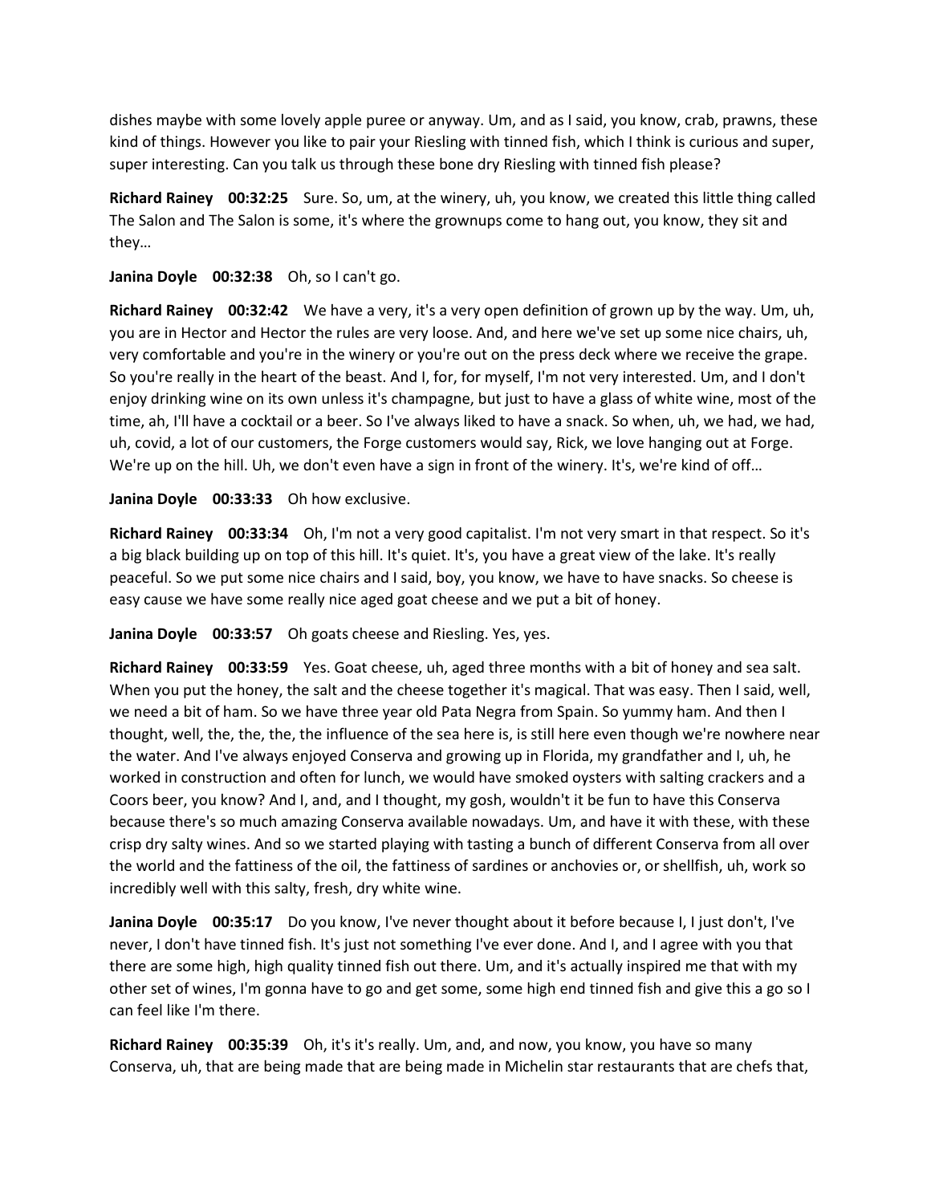dishes maybe with some lovely apple puree or anyway. Um, and as I said, you know, crab, prawns, these kind of things. However you like to pair your Riesling with tinned fish, which I think is curious and super, super interesting. Can you talk us through these bone dry Riesling with tinned fish please?

**Richard Rainey 00:32:25** Sure. So, um, at the winery, uh, you know, we created this little thing called The Salon and The Salon is some, it's where the grownups come to hang out, you know, they sit and they…

**Janina Doyle 00:32:38** Oh, so I can't go.

**Richard Rainey 00:32:42** We have a very, it's a very open definition of grown up by the way. Um, uh, you are in Hector and Hector the rules are very loose. And, and here we've set up some nice chairs, uh, very comfortable and you're in the winery or you're out on the press deck where we receive the grape. So you're really in the heart of the beast. And I, for, for myself, I'm not very interested. Um, and I don't enjoy drinking wine on its own unless it's champagne, but just to have a glass of white wine, most of the time, ah, I'll have a cocktail or a beer. So I've always liked to have a snack. So when, uh, we had, we had, uh, covid, a lot of our customers, the Forge customers would say, Rick, we love hanging out at Forge. We're up on the hill. Uh, we don't even have a sign in front of the winery. It's, we're kind of off…

**Janina Doyle 00:33:33** Oh how exclusive.

**Richard Rainey 00:33:34** Oh, I'm not a very good capitalist. I'm not very smart in that respect. So it's a big black building up on top of this hill. It's quiet. It's, you have a great view of the lake. It's really peaceful. So we put some nice chairs and I said, boy, you know, we have to have snacks. So cheese is easy cause we have some really nice aged goat cheese and we put a bit of honey.

**Janina Doyle 00:33:57** Oh goats cheese and Riesling. Yes, yes.

**Richard Rainey 00:33:59** Yes. Goat cheese, uh, aged three months with a bit of honey and sea salt. When you put the honey, the salt and the cheese together it's magical. That was easy. Then I said, well, we need a bit of ham. So we have three year old Pata Negra from Spain. So yummy ham. And then I thought, well, the, the, the, the influence of the sea here is, is still here even though we're nowhere near the water. And I've always enjoyed Conserva and growing up in Florida, my grandfather and I, uh, he worked in construction and often for lunch, we would have smoked oysters with salting crackers and a Coors beer, you know? And I, and, and I thought, my gosh, wouldn't it be fun to have this Conserva because there's so much amazing Conserva available nowadays. Um, and have it with these, with these crisp dry salty wines. And so we started playing with tasting a bunch of different Conserva from all over the world and the fattiness of the oil, the fattiness of sardines or anchovies or, or shellfish, uh, work so incredibly well with this salty, fresh, dry white wine.

**Janina Doyle 00:35:17** Do you know, I've never thought about it before because I, I just don't, I've never, I don't have tinned fish. It's just not something I've ever done. And I, and I agree with you that there are some high, high quality tinned fish out there. Um, and it's actually inspired me that with my other set of wines, I'm gonna have to go and get some, some high end tinned fish and give this a go so I can feel like I'm there.

**Richard Rainey 00:35:39** Oh, it's it's really. Um, and, and now, you know, you have so many Conserva, uh, that are being made that are being made in Michelin star restaurants that are chefs that,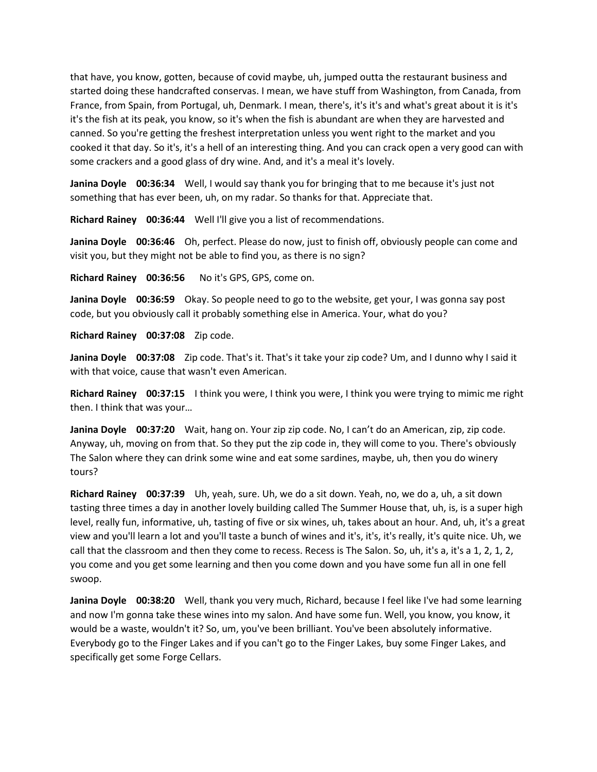that have, you know, gotten, because of covid maybe, uh, jumped outta the restaurant business and started doing these handcrafted conservas. I mean, we have stuff from Washington, from Canada, from France, from Spain, from Portugal, uh, Denmark. I mean, there's, it's it's and what's great about it is it's it's the fish at its peak, you know, so it's when the fish is abundant are when they are harvested and canned. So you're getting the freshest interpretation unless you went right to the market and you cooked it that day. So it's, it's a hell of an interesting thing. And you can crack open a very good can with some crackers and a good glass of dry wine. And, and it's a meal it's lovely.

**Janina Doyle 00:36:34** Well, I would say thank you for bringing that to me because it's just not something that has ever been, uh, on my radar. So thanks for that. Appreciate that.

**Richard Rainey 00:36:44** Well I'll give you a list of recommendations.

**Janina Doyle 00:36:46** Oh, perfect. Please do now, just to finish off, obviously people can come and visit you, but they might not be able to find you, as there is no sign?

**Richard Rainey 00:36:56** No it's GPS, GPS, come on.

**Janina Doyle 00:36:59** Okay. So people need to go to the website, get your, I was gonna say post code, but you obviously call it probably something else in America. Your, what do you?

**Richard Rainey 00:37:08** Zip code.

**Janina Doyle 00:37:08** Zip code. That's it. That's it take your zip code? Um, and I dunno why I said it with that voice, cause that wasn't even American.

**Richard Rainey 00:37:15** I think you were, I think you were, I think you were trying to mimic me right then. I think that was your…

**Janina Doyle 00:37:20** Wait, hang on. Your zip zip code. No, I can't do an American, zip, zip code. Anyway, uh, moving on from that. So they put the zip code in, they will come to you. There's obviously The Salon where they can drink some wine and eat some sardines, maybe, uh, then you do winery tours?

**Richard Rainey 00:37:39** Uh, yeah, sure. Uh, we do a sit down. Yeah, no, we do a, uh, a sit down tasting three times a day in another lovely building called The Summer House that, uh, is, is a super high level, really fun, informative, uh, tasting of five or six wines, uh, takes about an hour. And, uh, it's a great view and you'll learn a lot and you'll taste a bunch of wines and it's, it's, it's really, it's quite nice. Uh, we call that the classroom and then they come to recess. Recess is The Salon. So, uh, it's a, it's a 1, 2, 1, 2, you come and you get some learning and then you come down and you have some fun all in one fell swoop.

**Janina Doyle 00:38:20** Well, thank you very much, Richard, because I feel like I've had some learning and now I'm gonna take these wines into my salon. And have some fun. Well, you know, you know, it would be a waste, wouldn't it? So, um, you've been brilliant. You've been absolutely informative. Everybody go to the Finger Lakes and if you can't go to the Finger Lakes, buy some Finger Lakes, and specifically get some Forge Cellars.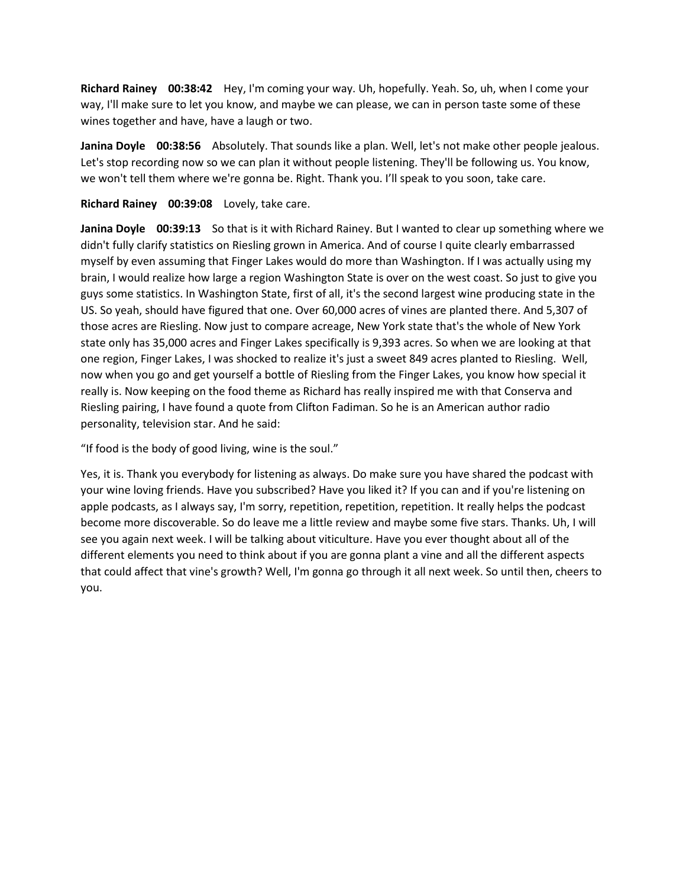**Richard Rainey 00:38:42** Hey, I'm coming your way. Uh, hopefully. Yeah. So, uh, when I come your way, I'll make sure to let you know, and maybe we can please, we can in person taste some of these wines together and have, have a laugh or two.

**Janina Doyle 00:38:56** Absolutely. That sounds like a plan. Well, let's not make other people jealous. Let's stop recording now so we can plan it without people listening. They'll be following us. You know, we won't tell them where we're gonna be. Right. Thank you. I'll speak to you soon, take care.

**Richard Rainey 00:39:08** Lovely, take care.

**Janina Doyle 00:39:13** So that is it with Richard Rainey. But I wanted to clear up something where we didn't fully clarify statistics on Riesling grown in America. And of course I quite clearly embarrassed myself by even assuming that Finger Lakes would do more than Washington. If I was actually using my brain, I would realize how large a region Washington State is over on the west coast. So just to give you guys some statistics. In Washington State, first of all, it's the second largest wine producing state in the US. So yeah, should have figured that one. Over 60,000 acres of vines are planted there. And 5,307 of those acres are Riesling. Now just to compare acreage, New York state that's the whole of New York state only has 35,000 acres and Finger Lakes specifically is 9,393 acres. So when we are looking at that one region, Finger Lakes, I was shocked to realize it's just a sweet 849 acres planted to Riesling. Well, now when you go and get yourself a bottle of Riesling from the Finger Lakes, you know how special it really is. Now keeping on the food theme as Richard has really inspired me with that Conserva and Riesling pairing, I have found a quote from Clifton Fadiman. So he is an American author radio personality, television star. And he said:

"If food is the body of good living, wine is the soul."

Yes, it is. Thank you everybody for listening as always. Do make sure you have shared the podcast with your wine loving friends. Have you subscribed? Have you liked it? If you can and if you're listening on apple podcasts, as I always say, I'm sorry, repetition, repetition, repetition. It really helps the podcast become more discoverable. So do leave me a little review and maybe some five stars. Thanks. Uh, I will see you again next week. I will be talking about viticulture. Have you ever thought about all of the different elements you need to think about if you are gonna plant a vine and all the different aspects that could affect that vine's growth? Well, I'm gonna go through it all next week. So until then, cheers to you.